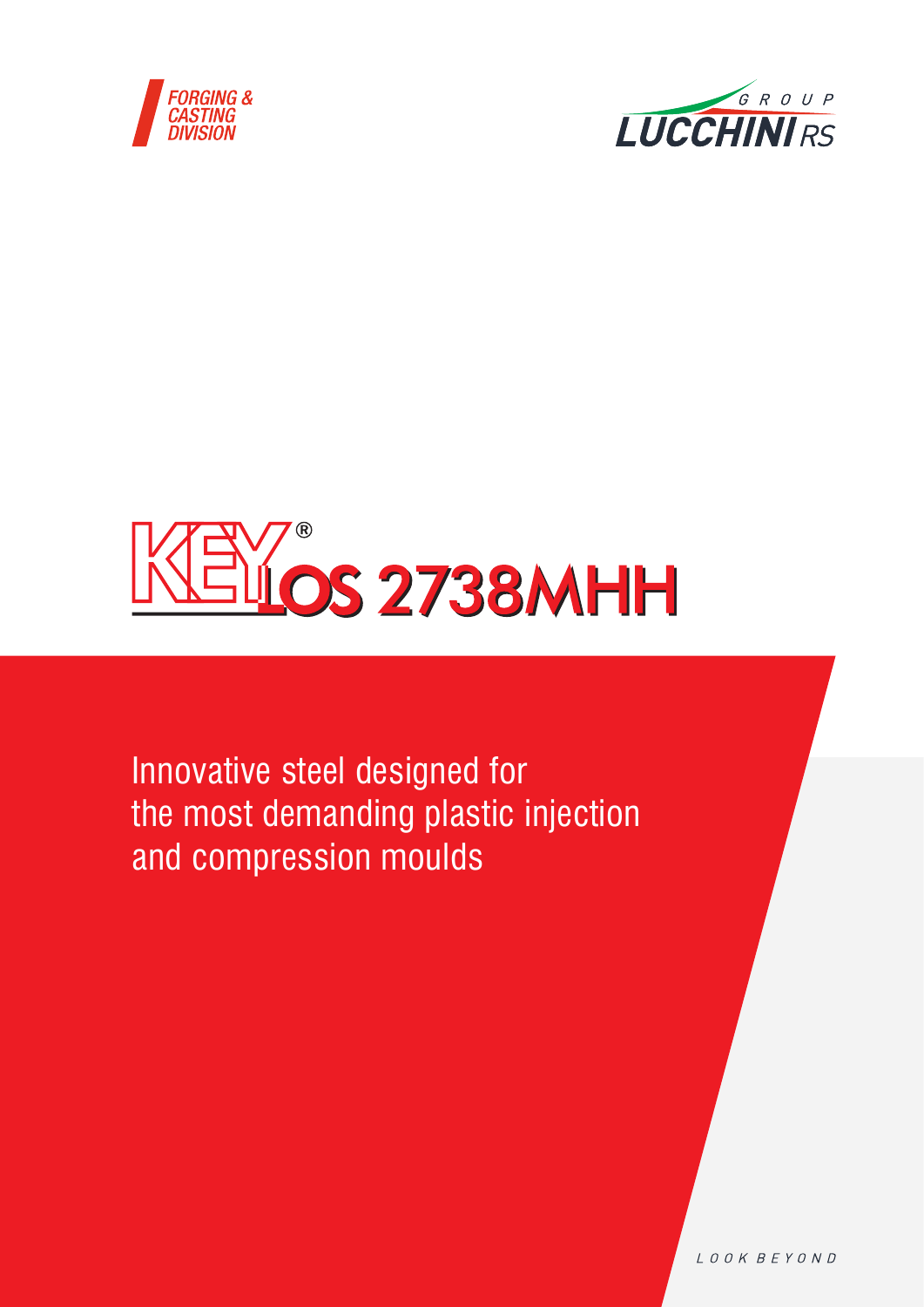FORGING & CASTING DIVISION

GROUP LUCCHINI RS

# KEYLOS 2738MHH

Innovative steel designed for the most demanding plastic injection and compression moulds

LOOK BEYOND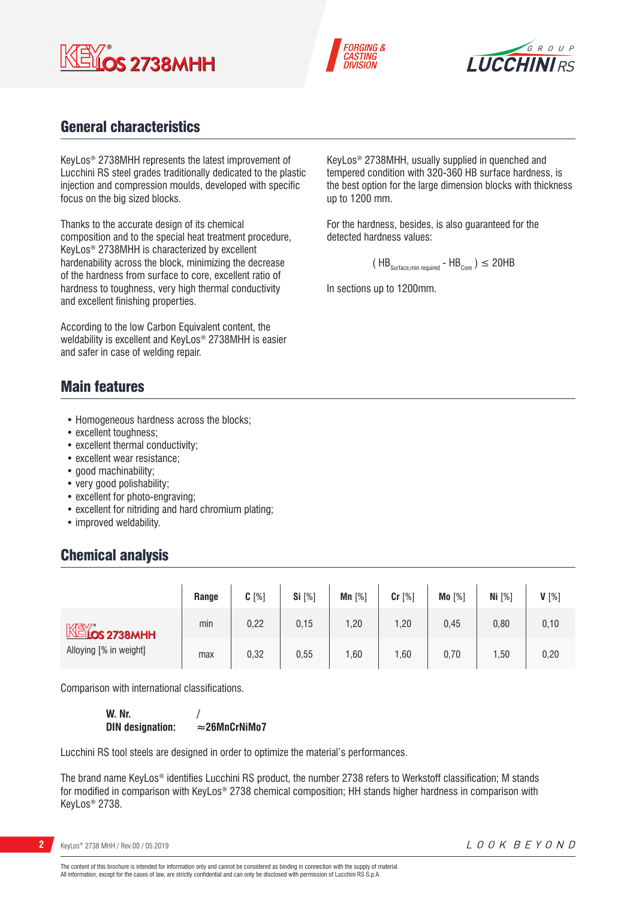## General characteristics

KeyLos® 2738MHH represents the latest improvement of Lucchini RS steel grades traditionally dedicated to the plastic injection and compression moulds, developed with specific focus on the big sized blocks.

Thanks to the accurate design of its chemical composition and to the special heat treatment procedure, KeyLos® 2738MHH is characterized by excellent hardenability across the block, minimizing the decrease of the hardness from surface to core, excellent ratio of hardness to toughness, very high thermal conductivity and excellent finishing properties.

According to the low Carbon Equivalent content, the weldability is excellent and KeyLos® 2738MHH is easier and safer in case of welding repair.

KeyLos® 2738MHH, usually supplied in quenched and tempered condition with 320-360 HB surface hardness, is the best option for the large dimension blocks with thickness up to 1200 mm.

For the hardness, besides, is also guaranteed for the detected hardness values:

$$( HB_{Surface,min\ required} - HB_{Core} ) \leq 20HB$$

In sections up to 1200mm.

## Main features

- Homogeneous hardness across the blocks;
- excellent toughness;
- excellent thermal conductivity;
- excellent wear resistance;
- good machinability;
- very good polishability;
- excellent for photo-engraving;
- excellent for nitriding and hard chromium plating;
- improved weldability.

## Chemical analysis

| | Range | **C** [%] | **Si** [%] | **Mn** [%] | **Cr** [%] | **Mo** [%] | **Ni** [%] | **V** [%] |
|---|---|---|---|---|---|---|---|---|
| KeyLos® 2738MHH Alloying [% in weight] | min | 0,22 | 0,15 | 1,20 | 1,20 | 0,45 | 0,80 | 0,10 |
| | max | 0,32 | 0,55 | 1,60 | 1,60 | 0,70 | 1,50 | 0,20 |

Comparison with international classifications.

**W. Nr.** /
**DIN designation:** **≈26MnCrNiMo7**

Lucchini RS tool steels are designed in order to optimize the material's performances.

The brand name KeyLos® identifies Lucchini RS product, the number 2738 refers to Werkstoff classification; M stands for modified in comparison with KeyLos® 2738 chemical composition; HH stands higher hardness in comparison with KeyLos® 2738.

The content of this brochure is intended for information only and cannot be considered as binding in connection with the supply of material.
All information, except for the cases of law, are strictly confidential and can only be disclosed with permission of Lucchini RS S.p.A.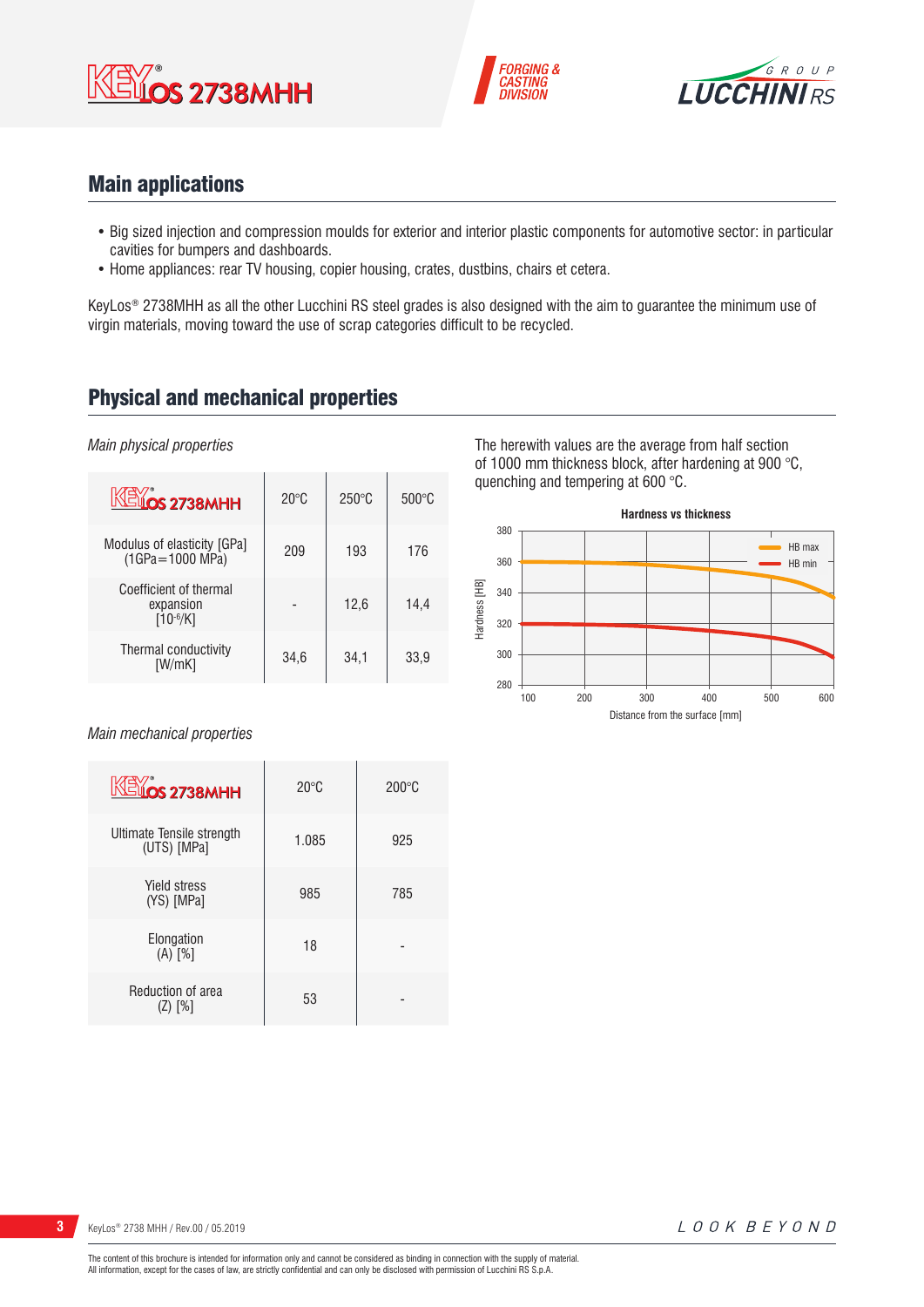## Main applications

- Big sized injection and compression moulds for exterior and interior plastic components for automotive sector: in particular cavities for bumpers and dashboards.
- Home appliances: rear TV housing, copier housing, crates, dustbins, chairs et cetera.

KeyLos® 2738MHH as all the other Lucchini RS steel grades is also designed with the aim to guarantee the minimum use of virgin materials, moving toward the use of scrap categories difficult to be recycled.

## Physical and mechanical properties

*Main physical properties*

| KEYLOS 2738MHH | 20°C | 250°C | 500°C |
|---|---|---|---|
| Modulus of elasticity [GPa] (1GPa=1000 MPa) | 209 | 193 | 176 |
| Coefficient of thermal expansion [$10^{-6}$/K] | - | 12,6 | 14,4 |
| Thermal conductivity [W/mK] | 34,6 | 34,1 | 33,9 |

The herewith values are the average from half section of 1000 mm thickness block, after hardening at 900 °C, quenching and tempering at 600 °C.

**Hardness vs thickness**

(Chart: Hardness [HB] from 280 to 380 vs Distance from the surface [mm] from 100 to 600; curves HB max and HB min)

*Main mechanical properties*

| KEYLOS 2738MHH | 20°C | 200°C |
|---|---|---|
| Ultimate Tensile strength (UTS) [MPa] | 1.085 | 925 |
| Yield stress (YS) [MPa] | 985 | 785 |
| Elongation (A) [%] | 18 | - |
| Reduction of area (Z) [%] | 53 | - |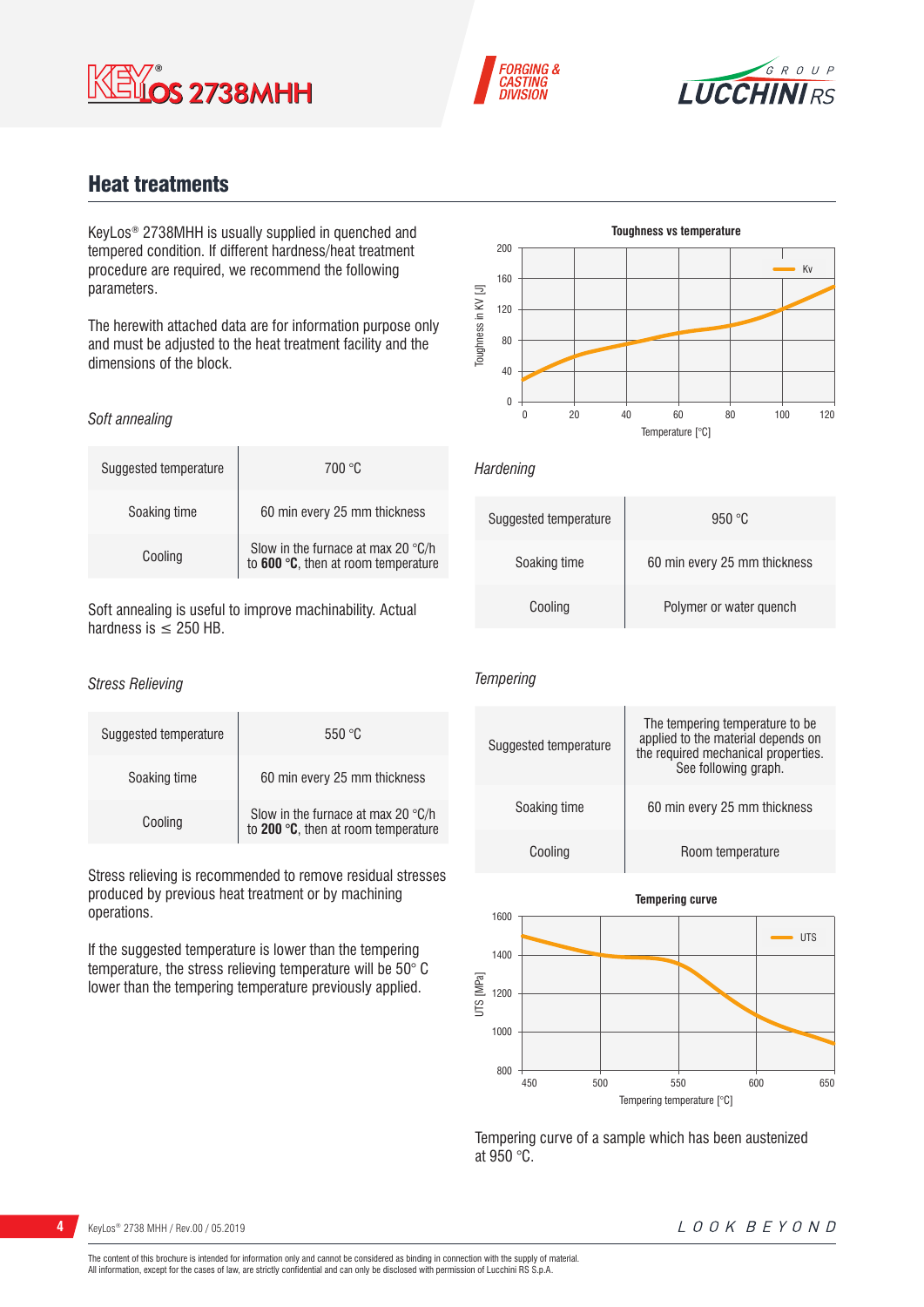## Heat treatments

KeyLos® 2738MHH is usually supplied in quenched and tempered condition. If different hardness/heat treatment procedure are required, we recommend the following parameters.

The herewith attached data are for information purpose only and must be adjusted to the heat treatment facility and the dimensions of the block.

*Soft annealing*

| Suggested temperature | 700 °C |
|---|---|
| Soaking time | 60 min every 25 mm thickness |
| Cooling | Slow in the furnace at max 20 °C/h to **600 °C**, then at room temperature |

Soft annealing is useful to improve machinability. Actual hardness is ≤ 250 HB.

*Stress Relieving*

| Suggested temperature | 550 °C |
|---|---|
| Soaking time | 60 min every 25 mm thickness |
| Cooling | Slow in the furnace at max 20 °C/h to **200 °C**, then at room temperature |

Stress relieving is recommended to remove residual stresses produced by previous heat treatment or by machining operations.

If the suggested temperature is lower than the tempering temperature, the stress relieving temperature will be 50° C lower than the tempering temperature previously applied.

**Toughness vs temperature**

*Hardening*

| Suggested temperature | 950 °C |
|---|---|
| Soaking time | 60 min every 25 mm thickness |
| Cooling | Polymer or water quench |

*Tempering*

| Suggested temperature | The tempering temperature to be applied to the material depends on the required mechanical properties. See following graph. |
|---|---|
| Soaking time | 60 min every 25 mm thickness |
| Cooling | Room temperature |

**Tempering curve**

Tempering curve of a sample which has been austenized at 950 °C.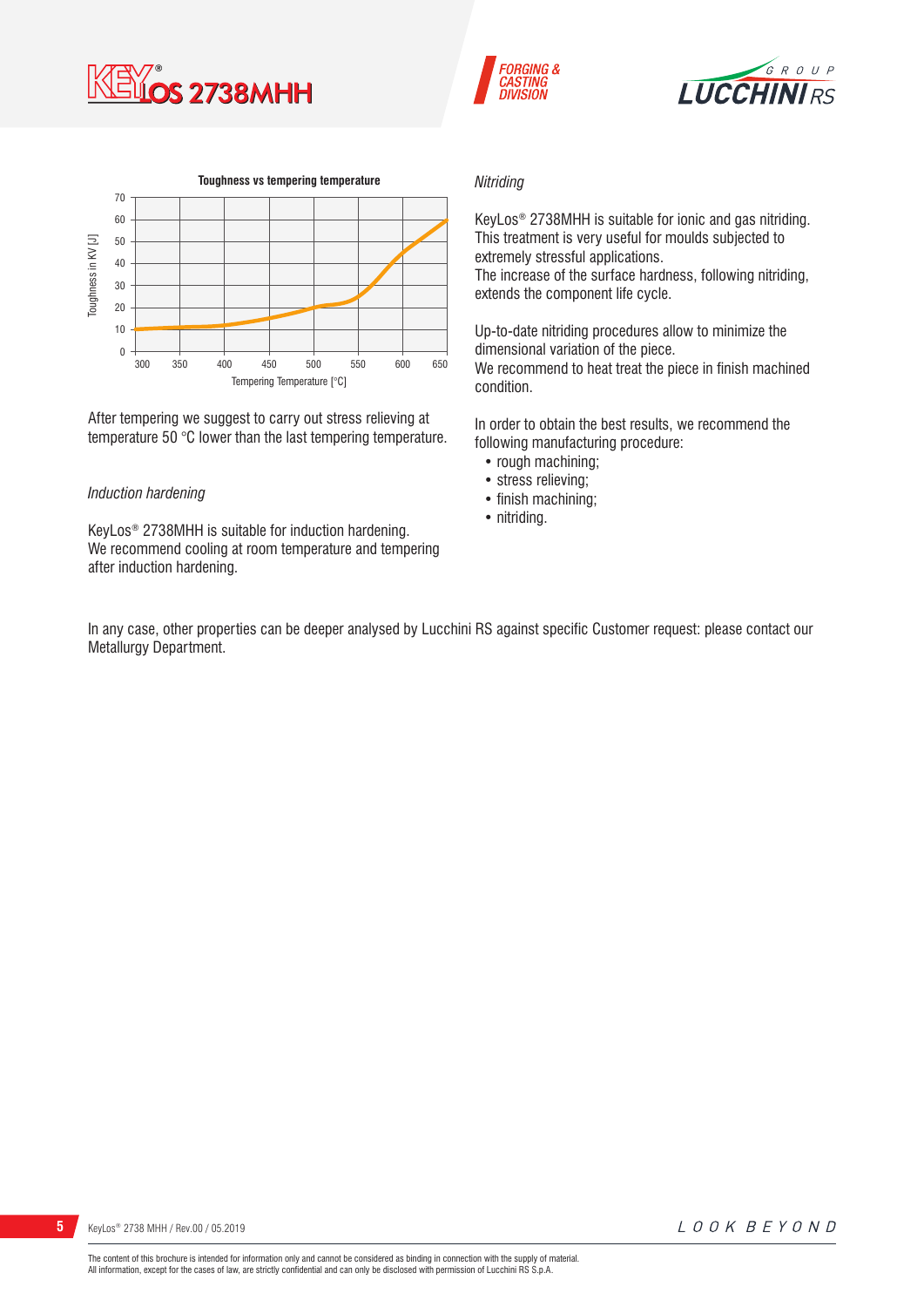**Toughness vs tempering temperature**

After tempering we suggest to carry out stress relieving at temperature 50 °C lower than the last tempering temperature.

*Induction hardening*

KeyLos® 2738MHH is suitable for induction hardening.
We recommend cooling at room temperature and tempering after induction hardening.

*Nitriding*

KeyLos® 2738MHH is suitable for ionic and gas nitriding. This treatment is very useful for moulds subjected to extremely stressful applications.
The increase of the surface hardness, following nitriding, extends the component life cycle.

Up-to-date nitriding procedures allow to minimize the dimensional variation of the piece.
We recommend to heat treat the piece in finish machined condition.

In order to obtain the best results, we recommend the following manufacturing procedure:

- rough machining;
- stress relieving;
- finish machining;
- nitriding.

In any case, other properties can be deeper analysed by Lucchini RS against specific Customer request: please contact our Metallurgy Department.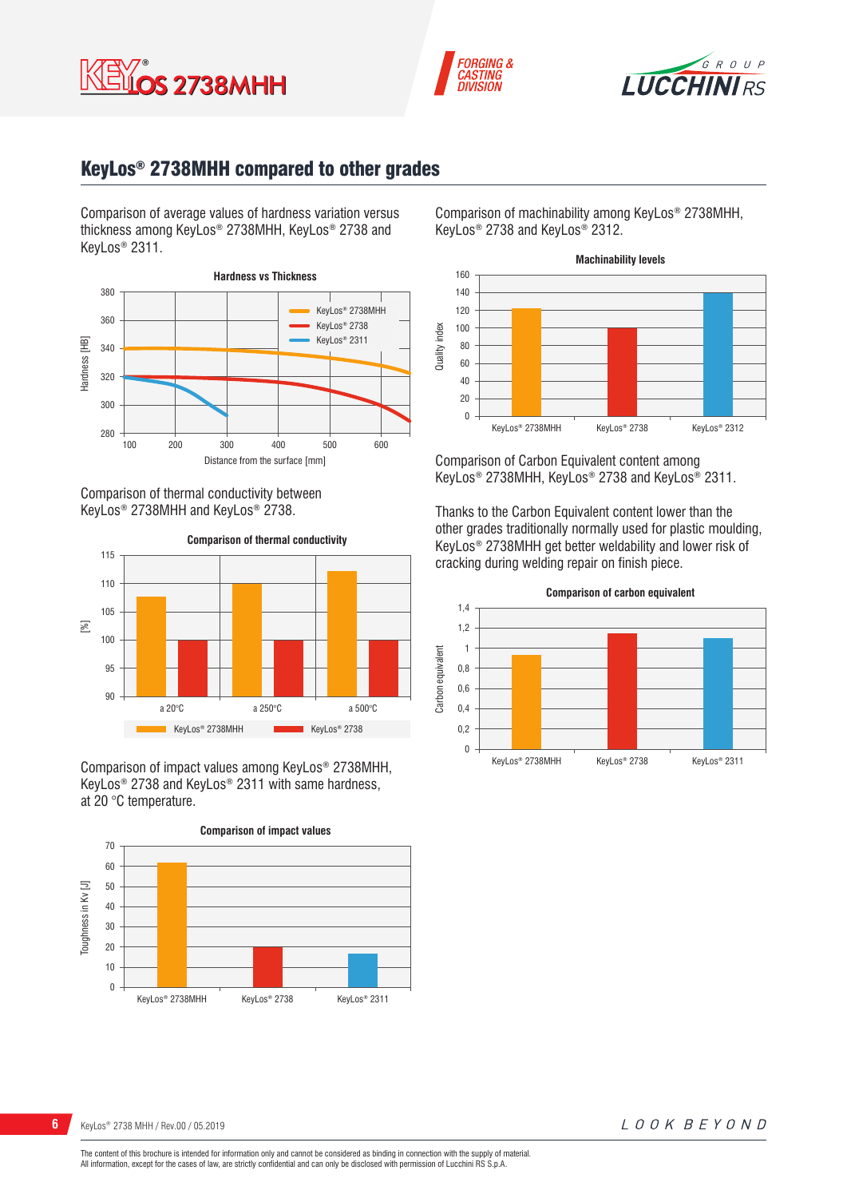## KeyLos® 2738MHH compared to other grades

Comparison of average values of hardness variation versus thickness among KeyLos® 2738MHH, KeyLos® 2738 and KeyLos® 2311.

**Hardness vs Thickness**

Comparison of thermal conductivity between KeyLos® 2738MHH and KeyLos® 2738.

**Comparison of thermal conductivity**

Comparison of impact values among KeyLos® 2738MHH, KeyLos® 2738 and KeyLos® 2311 with same hardness, at 20 °C temperature.

**Comparison of impact values**

Comparison of machinability among KeyLos® 2738MHH, KeyLos® 2738 and KeyLos® 2312.

**Machinability levels**

Comparison of Carbon Equivalent content among KeyLos® 2738MHH, KeyLos® 2738 and KeyLos® 2311.

Thanks to the Carbon Equivalent content lower than the other grades traditionally normally used for plastic moulding, KeyLos® 2738MHH get better weldability and lower risk of cracking during welding repair on finish piece.

**Comparison of carbon equivalent**

The content of this brochure is intended for information only and cannot be considered as binding in connection with the supply of material.
All information, except for the cases of law, are strictly confidential and can only be disclosed with permission of Lucchini RS S.p.A.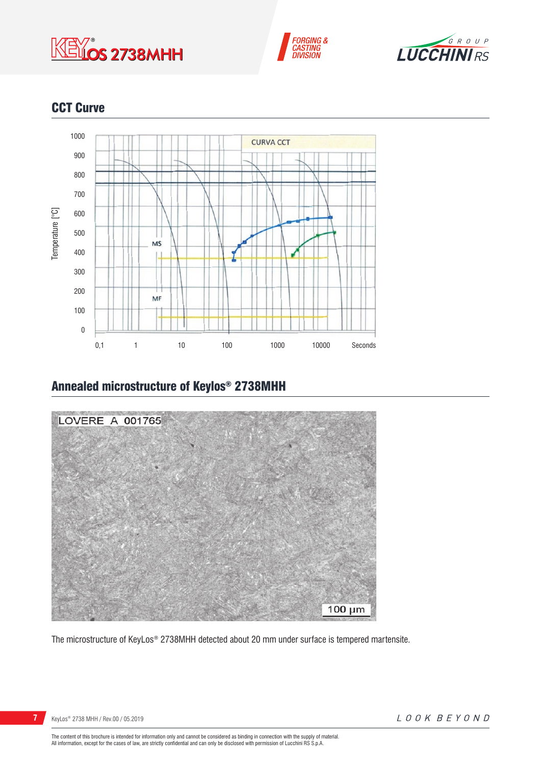## CCT Curve

## Annealed microstructure of Keylos® 2738MHH

The microstructure of KeyLos® 2738MHH detected about 20 mm under surface is tempered martensite.

The content of this brochure is intended for information only and cannot be considered as binding in connection with the supply of material.
All information, except for the cases of law, are strictly confidential and can only be disclosed with permission of Lucchini RS S.p.A.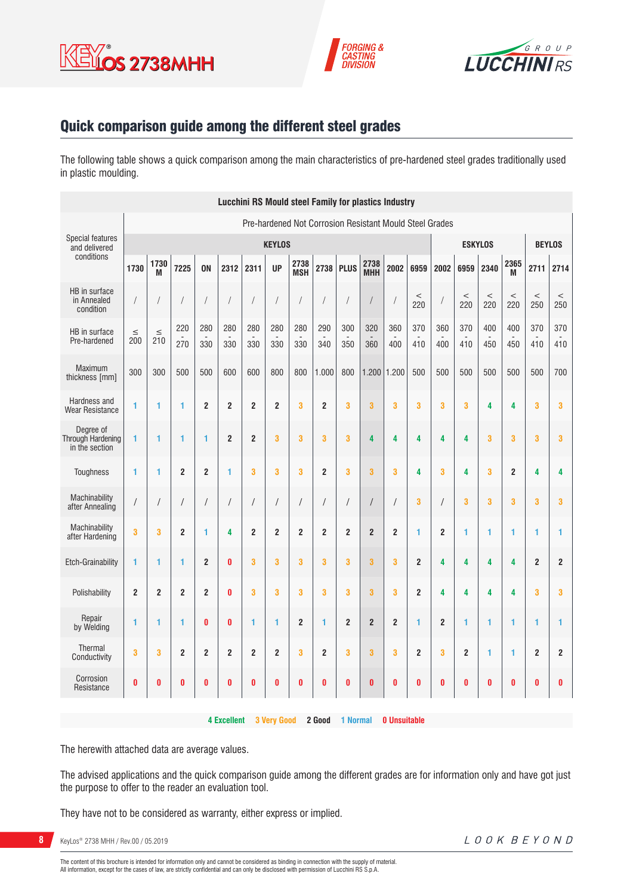## Quick comparison guide among the different steel grades

The following table shows a quick comparison among the main characteristics of pre-hardened steel grades traditionally used in plastic moulding.

| Lucchini RS Mould steel Family for plastics Industry | | | | | | | | | | | | | | | | | | | |
|---|---|---|---|---|---|---|---|---|---|---|---|---|---|---|---|---|---|---|---|
| Special features and delivered conditions | Pre-hardened Not Corrosion Resistant Mould Steel Grades | | | | | | | | | | | | | | | | | | |
| | KEYLOS | | | | | | | | | | | | | ESKYLOS | | | | BEYLOS | |
| | 1730 | 1730 M | 7225 | ON | 2312 | 2311 | UP | 2738 MSH | 2738 | PLUS | 2738 MHH | 2002 | 6959 | 2002 | 6959 | 2340 | 2365 M | 2711 | 2714 |
| HB in surface in Annealed condition | / | / | / | / | / | / | / | / | / | / | / | / | < 220 | / | < 220 | < 220 | < 220 | < 250 | < 250 |
| HB in surface Pre-hardened | ≤ 200 | ≤ 210 | 220 - 270 | 280 - 330 | 280 - 330 | 280 - 330 | 280 - 330 | 280 - 330 | 290 - 340 | 300 - 350 | 320 - 360 | 360 - 400 | 370 - 410 | 360 - 400 | 370 - 410 | 400 - 450 | 400 - 450 | 370 - 410 | 370 - 410 |
| Maximum thickness [mm] | 300 | 300 | 500 | 500 | 600 | 600 | 800 | 800 | 1.000 | 800 | 1.200 | 1.200 | 500 | 500 | 500 | 500 | 500 | 500 | 700 |
| Hardness and Wear Resistance | 1 | 1 | 1 | 2 | 2 | 2 | 2 | 3 | 2 | 3 | 3 | 3 | 3 | 3 | 3 | 4 | 4 | 3 | 3 |
| Degree of Through Hardening in the section | 1 | 1 | 1 | 1 | 2 | 2 | 3 | 3 | 3 | 3 | 4 | 4 | 4 | 4 | 4 | 3 | 3 | 3 | 3 |
| Toughness | 1 | 1 | 2 | 2 | 1 | 3 | 3 | 3 | 2 | 3 | 3 | 3 | 4 | 3 | 4 | 3 | 2 | 4 | 4 |
| Machinability after Annealing | / | / | / | / | / | / | / | / | / | / | / | / | 3 | / | 3 | 3 | 3 | 3 | 3 |
| Machinability after Hardening | 3 | 3 | 2 | 1 | 4 | 2 | 2 | 2 | 2 | 2 | 2 | 2 | 1 | 2 | 1 | 1 | 1 | 1 | 1 |
| Etch-Grainability | 1 | 1 | 1 | 2 | 0 | 3 | 3 | 3 | 3 | 3 | 3 | 3 | 2 | 4 | 4 | 4 | 4 | 2 | 2 |
| Polishability | 2 | 2 | 2 | 2 | 0 | 3 | 3 | 3 | 3 | 3 | 3 | 3 | 2 | 4 | 4 | 4 | 4 | 3 | 3 |
| Repair by Welding | 1 | 1 | 1 | 0 | 0 | 1 | 1 | 2 | 1 | 2 | 2 | 2 | 1 | 2 | 1 | 1 | 1 | 1 | 1 |
| Thermal Conductivity | 3 | 3 | 2 | 2 | 2 | 2 | 2 | 3 | 2 | 3 | 3 | 3 | 2 | 3 | 2 | 1 | 1 | 2 | 2 |
| Corrosion Resistance | 0 | 0 | 0 | 0 | 0 | 0 | 0 | 0 | 0 | 0 | 0 | 0 | 0 | 0 | 0 | 0 | 0 | 0 | 0 |

**4** Excellent **3** Very Good **2** Good **1** Normal **0** Unsuitable

The herewith attached data are average values.

The advised applications and the quick comparison guide among the different grades are for information only and have got just the purpose to offer to the reader an evaluation tool.

They have not to be considered as warranty, either express or implied.

The content of this brochure is intended for information only and cannot be considered as binding in connection with the supply of material.
All information, except for the cases of law, are strictly confidential and can only be disclosed with permission of Lucchini RS S.p.A.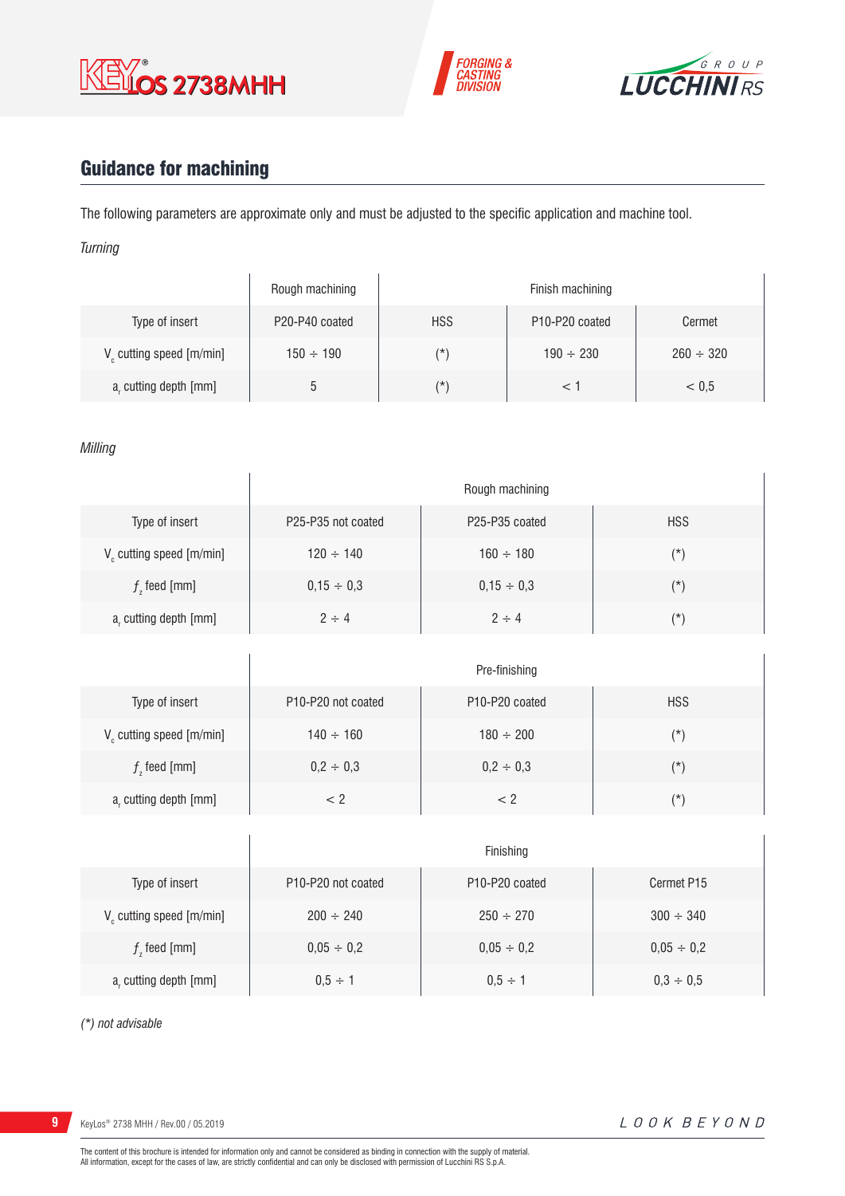## Guidance for machining

The following parameters are approximate only and must be adjusted to the specific application and machine tool.

*Turning*

| | Rough machining | Finish machining | | |
|---|---|---|---|---|
| Type of insert | P20-P40 coated | HSS | P10-P20 coated | Cermet |
| $V_c$ cutting speed [m/min] | 150 ÷ 190 | (*) | 190 ÷ 230 | 260 ÷ 320 |
| $a_r$ cutting depth [mm] | 5 | (*) | < 1 | < 0,5 |

*Milling*

| | Rough machining | | |
|---|---|---|---|
| Type of insert | P25-P35 not coated | P25-P35 coated | HSS |
| $V_c$ cutting speed [m/min] | 120 ÷ 140 | 160 ÷ 180 | (*) |
| $f_z$ feed [mm] | 0,15 ÷ 0,3 | 0,15 ÷ 0,3 | (*) |
| $a_r$ cutting depth [mm] | 2 ÷ 4 | 2 ÷ 4 | (*) |

| | Pre-finishing | | |
|---|---|---|---|
| Type of insert | P10-P20 not coated | P10-P20 coated | HSS |
| $V_c$ cutting speed [m/min] | 140 ÷ 160 | 180 ÷ 200 | (*) |
| $f_z$ feed [mm] | 0,2 ÷ 0,3 | 0,2 ÷ 0,3 | (*) |
| $a_r$ cutting depth [mm] | < 2 | < 2 | (*) |

| | Finishing | | |
|---|---|---|---|
| Type of insert | P10-P20 not coated | P10-P20 coated | Cermet P15 |
| $V_c$ cutting speed [m/min] | 200 ÷ 240 | 250 ÷ 270 | 300 ÷ 340 |
| $f_z$ feed [mm] | 0,05 ÷ 0,2 | 0,05 ÷ 0,2 | 0,05 ÷ 0,2 |
| $a_r$ cutting depth [mm] | 0,5 ÷ 1 | 0,5 ÷ 1 | 0,3 ÷ 0,5 |

*(*) not advisable*

The content of this brochure is intended for information only and cannot be considered as binding in connection with the supply of material.
All information, except for the cases of law, are strictly confidential and can only be disclosed with permission of Lucchini RS S.p.A.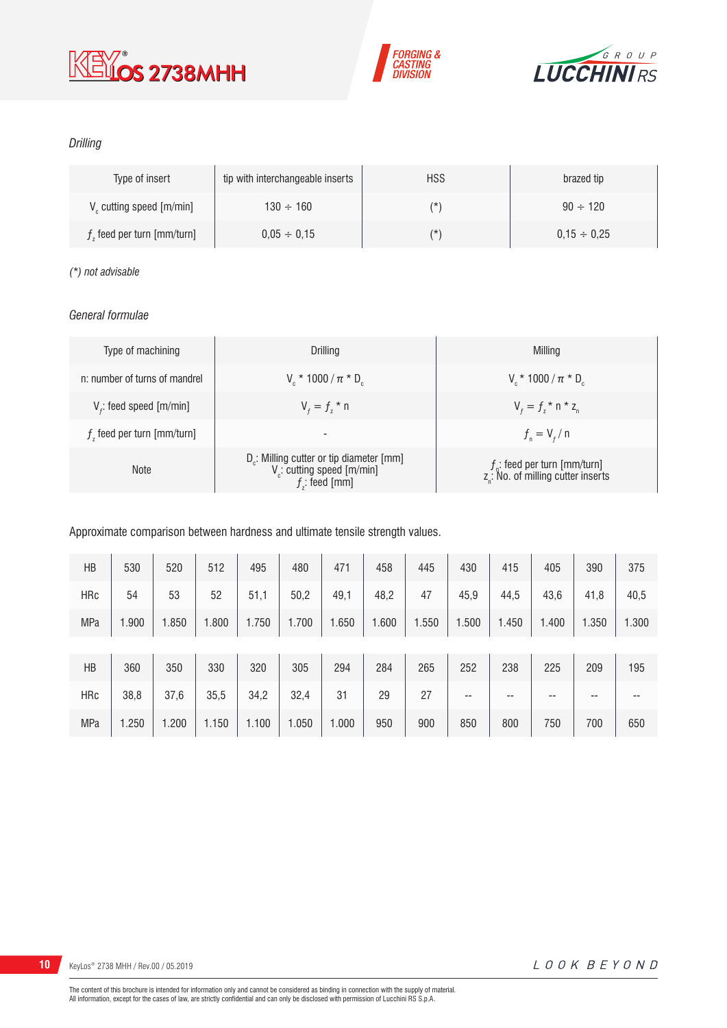*Drilling*

| Type of insert | tip with interchangeable inserts | HSS | brazed tip |
|---|---|---|---|
| $V_c$ cutting speed [m/min] | 130 ÷ 160 | (*) | 90 ÷ 120 |
| $f_z$ feed per turn [mm/turn] | 0,05 ÷ 0,15 | (*) | 0,15 ÷ 0,25 |

*(*) not advisable*

*General formulae*

| Type of machining | Drilling | Milling |
|---|---|---|
| n: number of turns of mandrel | $V_c * 1000 / \pi * D_c$ | $V_c * 1000 / \pi * D_c$ |
| $V_f$: feed speed [m/min] | $V_f = f_z * n$ | $V_f = f_z * n * z_n$ |
| $f_z$ feed per turn [mm/turn] | - | $f_n = V_f / n$ |
| Note | $D_c$: Milling cutter or tip diameter [mm]<br>$V_c$: cutting speed [m/min]<br>$f_z$: feed [mm] | $f_n$: feed per turn [mm/turn]<br>$z_n$: No. of milling cutter inserts |

Approximate comparison between hardness and ultimate tensile strength values.

| HB | 530 | 520 | 512 | 495 | 480 | 471 | 458 | 445 | 430 | 415 | 405 | 390 | 375 |
|---|---|---|---|---|---|---|---|---|---|---|---|---|---|
| HRc | 54 | 53 | 52 | 51,1 | 50,2 | 49,1 | 48,2 | 47 | 45,9 | 44,5 | 43,6 | 41,8 | 40,5 |
| MPa | 1.900 | 1.850 | 1.800 | 1.750 | 1.700 | 1.650 | 1.600 | 1.550 | 1.500 | 1.450 | 1.400 | 1.350 | 1.300 |
| HB | 360 | 350 | 330 | 320 | 305 | 294 | 284 | 265 | 252 | 238 | 225 | 209 | 195 |
| HRc | 38,8 | 37,6 | 35,5 | 34,2 | 32,4 | 31 | 29 | 27 | -- | -- | -- | -- | -- |
| MPa | 1.250 | 1.200 | 1.150 | 1.100 | 1.050 | 1.000 | 950 | 900 | 850 | 800 | 750 | 700 | 650 |

The content of this brochure is intended for information only and cannot be considered as binding in connection with the supply of material.
All information, except for the cases of law, are strictly confidential and can only be disclosed with permission of Lucchini RS S.p.A.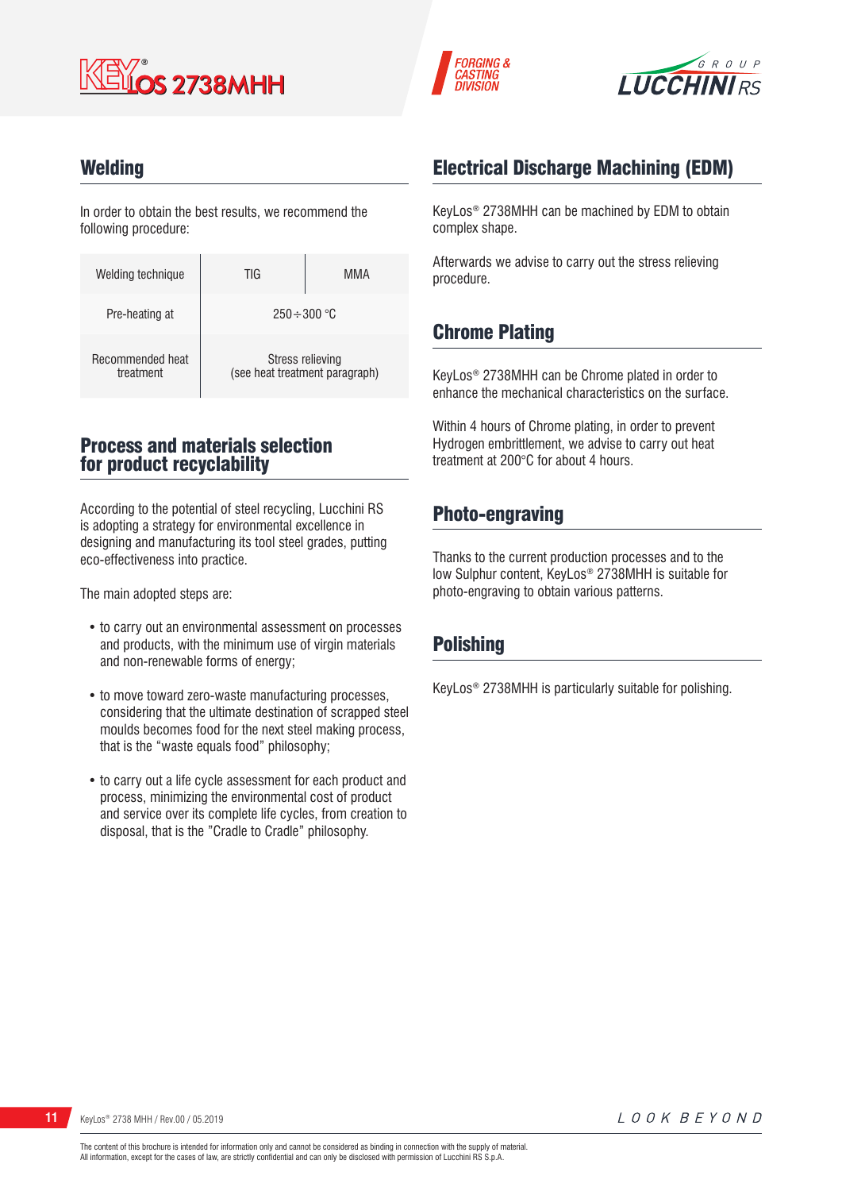## Welding

In order to obtain the best results, we recommend the following procedure:

| | | |
|---|---|---|
| Welding technique | TIG | MMA |
| Pre-heating at | 250÷300 °C | |
| Recommended heat treatment | Stress relieving (see heat treatment paragraph) | |

## Process and materials selection for product recyclability

According to the potential of steel recycling, Lucchini RS is adopting a strategy for environmental excellence in designing and manufacturing its tool steel grades, putting eco-effectiveness into practice.

The main adopted steps are:

- to carry out an environmental assessment on processes and products, with the minimum use of virgin materials and non-renewable forms of energy;
- to move toward zero-waste manufacturing processes, considering that the ultimate destination of scrapped steel moulds becomes food for the next steel making process, that is the “waste equals food” philosophy;
- to carry out a life cycle assessment for each product and process, minimizing the environmental cost of product and service over its complete life cycles, from creation to disposal, that is the ”Cradle to Cradle” philosophy.

## Electrical Discharge Machining (EDM)

KeyLos® 2738MHH can be machined by EDM to obtain complex shape.

Afterwards we advise to carry out the stress relieving procedure.

## Chrome Plating

KeyLos® 2738MHH can be Chrome plated in order to enhance the mechanical characteristics on the surface.

Within 4 hours of Chrome plating, in order to prevent Hydrogen embrittlement, we advise to carry out heat treatment at 200°C for about 4 hours.

## Photo-engraving

Thanks to the current production processes and to the low Sulphur content, KeyLos® 2738MHH is suitable for photo-engraving to obtain various patterns.

## Polishing

KeyLos® 2738MHH is particularly suitable for polishing.

The content of this brochure is intended for information only and cannot be considered as binding in connection with the supply of material.
All information, except for the cases of law, are strictly confidential and can only be disclosed with permission of Lucchini RS S.p.A.